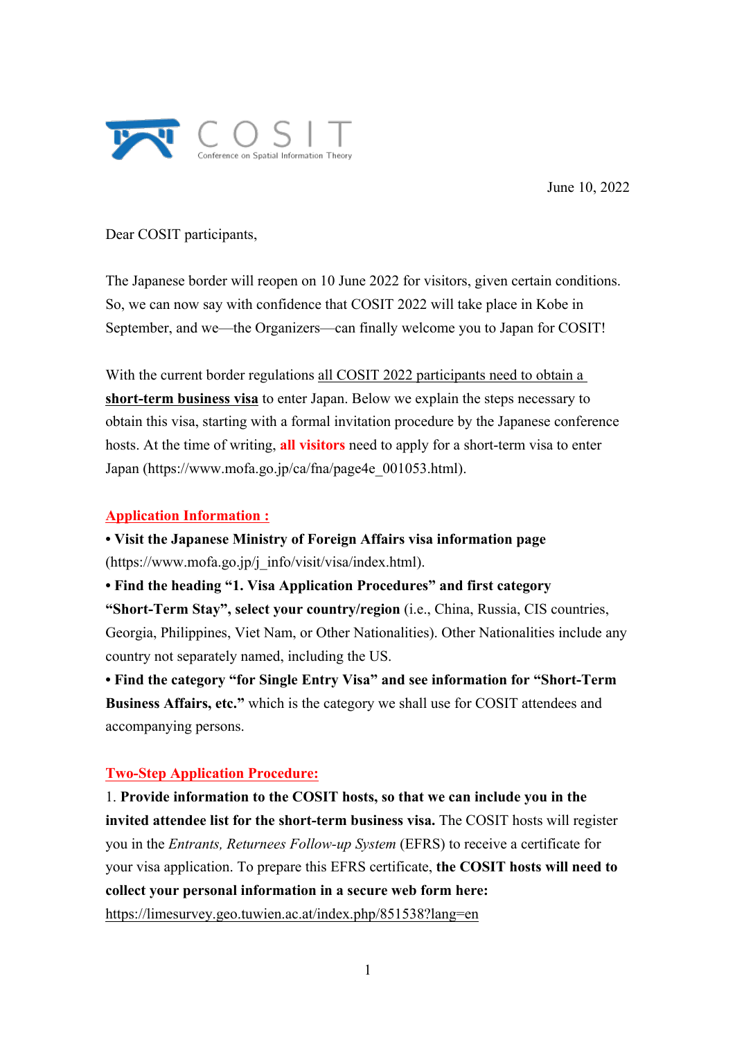COSIT

Conference on Spatial Information Theory

June 10, 2022

Dear COSIT participants,

The Japanese border will reopen on 10 June 2022 for visitors, given certain conditions. So, we can now say with confidence that COSIT 2022 will take place in Kobe in September, and we—the Organizers—can finally welcome you to Japan for COSIT!

With the current border regulations all COSIT 2022 participants need to obtain a **short-term business visa** to enter Japan. Below we explain the steps necessary to obtain this visa, starting with a formal invitation procedure by the Japanese conference hosts. At the time of writing, **all visitors** need to apply for a short-term visa to enter Japan (https://www.mofa.go.jp/ca/fna/page4e_001053.html).

## Application Information :

- **Visit the Japanese Ministry of Foreign Affairs visa information page** (https://www.mofa.go.jp/j_info/visit/visa/index.html).
- **Find the heading "1. Visa Application Procedures" and first category "Short-Term Stay", select your country/region** (i.e., China, Russia, CIS countries, Georgia, Philippines, Viet Nam, or Other Nationalities). Other Nationalities include any country not separately named, including the US.
- **Find the category "for Single Entry Visa" and see information for "Short-Term Business Affairs, etc."** which is the category we shall use for COSIT attendees and accompanying persons.

## Two-Step Application Procedure:

1. **Provide information to the COSIT hosts, so that we can include you in the invited attendee list for the short-term business visa.** The COSIT hosts will register you in the *Entrants, Returnees Follow-up System* (EFRS) to receive a certificate for your visa application. To prepare this EFRS certificate, **the COSIT hosts will need to collect your personal information in a secure web form here:** https://limesurvey.geo.tuwien.ac.at/index.php/851538?lang=en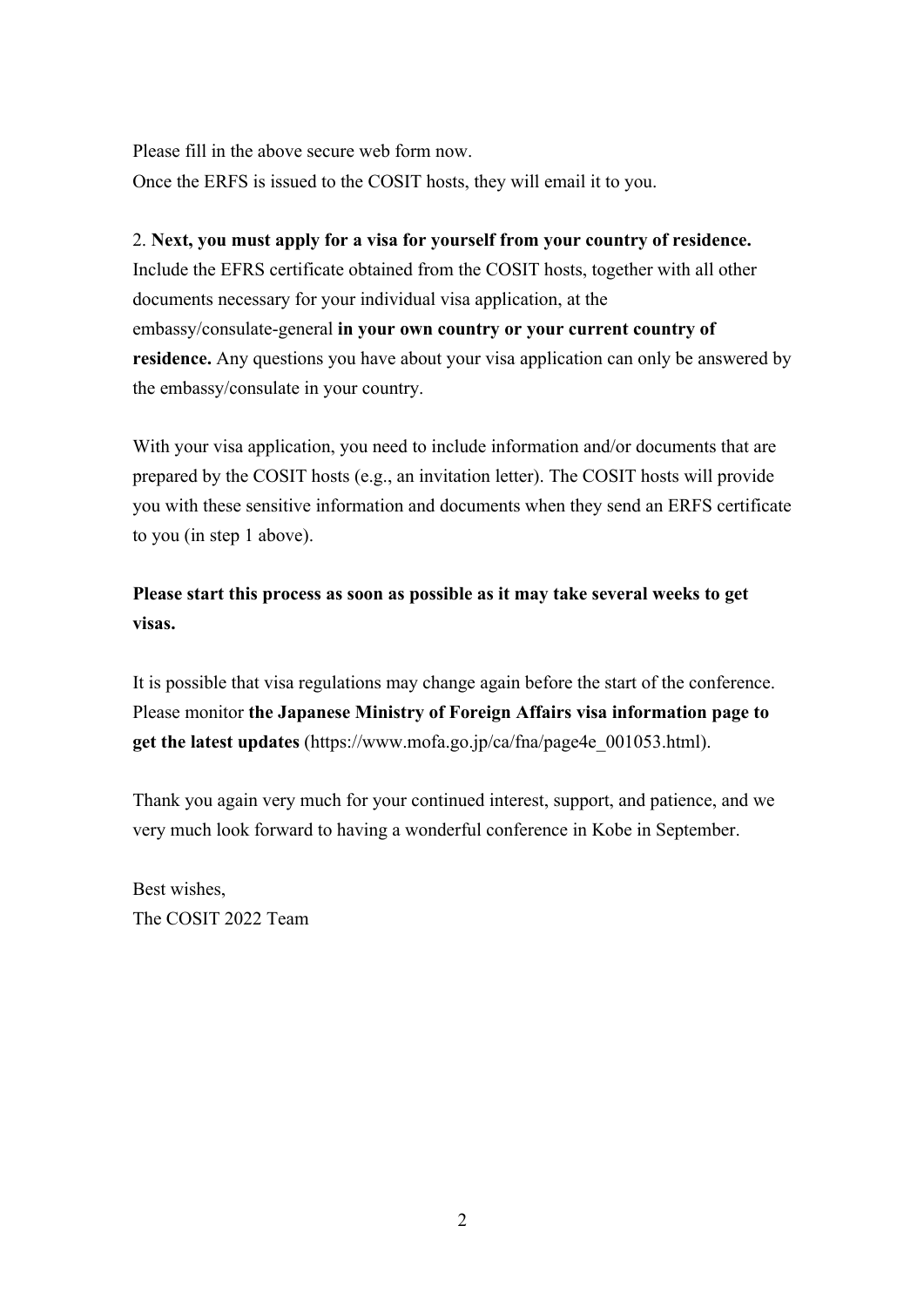Please fill in the above secure web form now.
Once the ERFS is issued to the COSIT hosts, they will email it to you.

2. **Next, you must apply for a visa for yourself from your country of residence.** Include the EFRS certificate obtained from the COSIT hosts, together with all other documents necessary for your individual visa application, at the embassy/consulate-general **in your own country or your current country of residence.** Any questions you have about your visa application can only be answered by the embassy/consulate in your country.

With your visa application, you need to include information and/or documents that are prepared by the COSIT hosts (e.g., an invitation letter). The COSIT hosts will provide you with these sensitive information and documents when they send an ERFS certificate to you (in step 1 above).

**Please start this process as soon as possible as it may take several weeks to get visas.**

It is possible that visa regulations may change again before the start of the conference. Please monitor **the Japanese Ministry of Foreign Affairs visa information page to get the latest updates** (https://www.mofa.go.jp/ca/fna/page4e_001053.html).

Thank you again very much for your continued interest, support, and patience, and we very much look forward to having a wonderful conference in Kobe in September.

Best wishes,
The COSIT 2022 Team